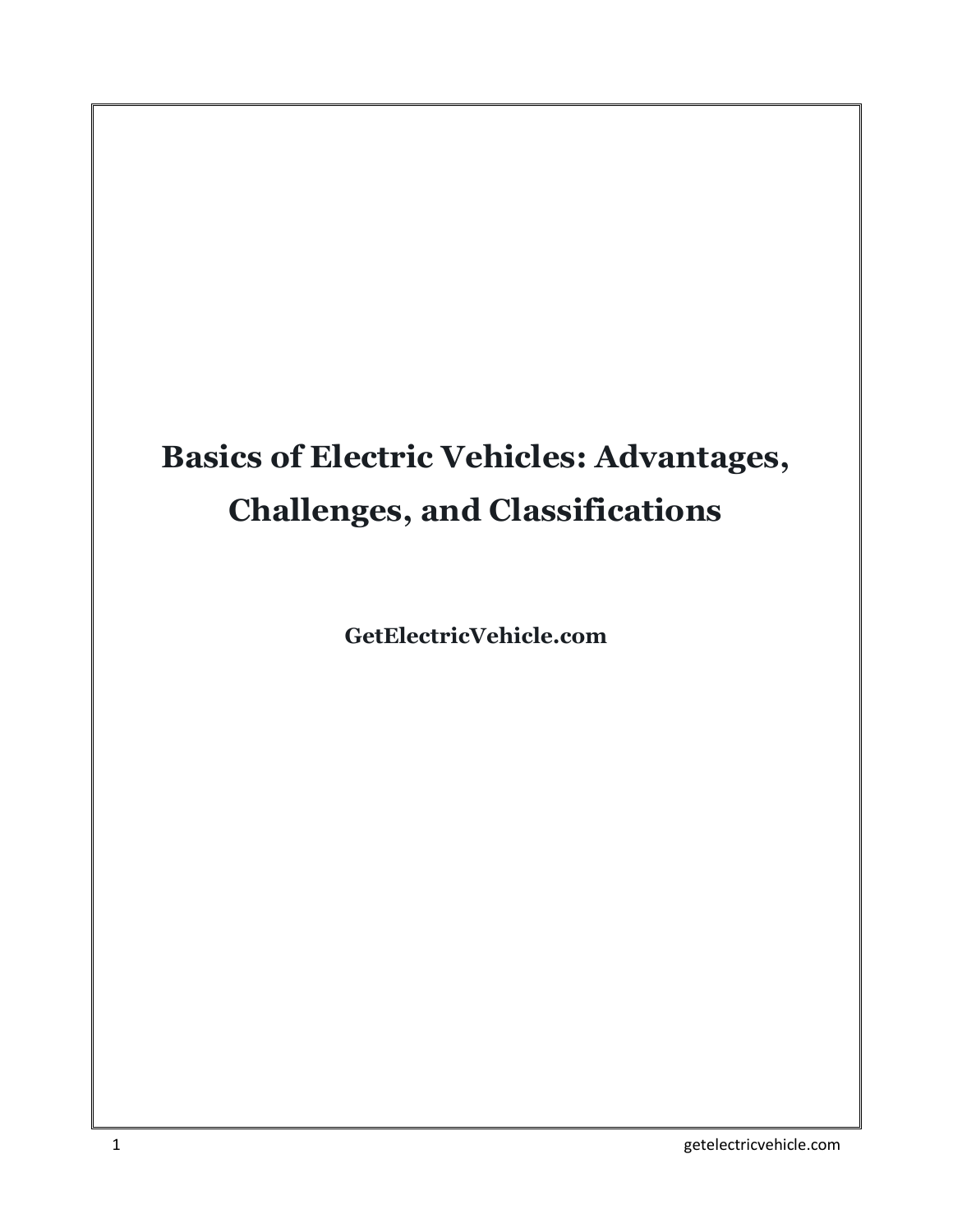# Basics of Electric Vehicles: Advantages, Challenges, and Classifications

**GetElectricVehicle.com**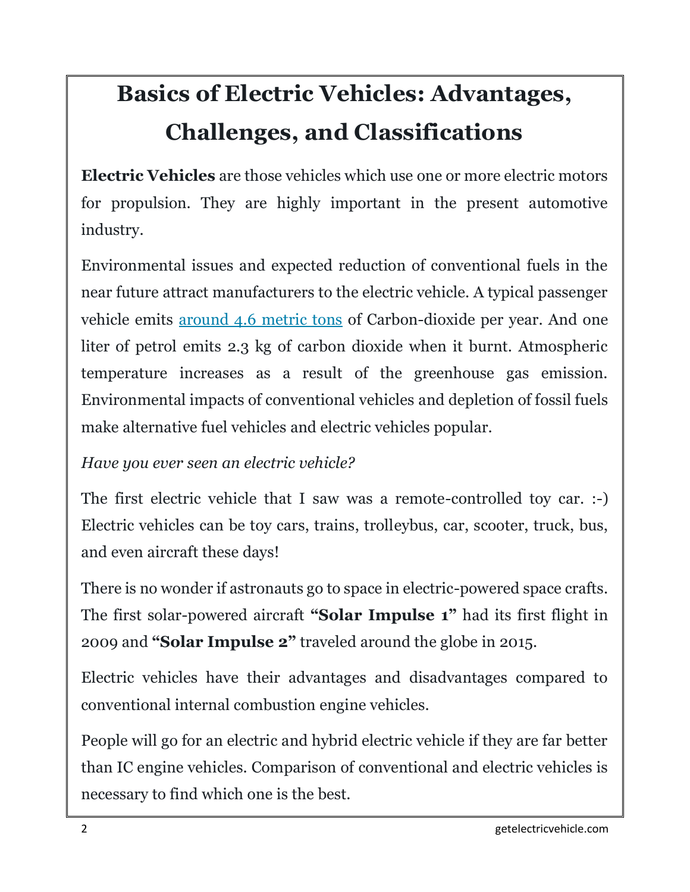# Basics of Electric Vehicles: Advantages, Challenges, and Classifications

**Electric Vehicles** are those vehicles which use one or more electric motors for propulsion. They are highly important in the present automotive industry.

Environmental issues and expected reduction of conventional fuels in the near future attract manufacturers to the electric vehicle. A typical passenger vehicle emits around 4.6 metric tons of Carbon-dioxide per year. And one liter of petrol emits 2.3 kg of carbon dioxide when it burnt. Atmospheric temperature increases as a result of the greenhouse gas emission. Environmental impacts of conventional vehicles and depletion of fossil fuels make alternative fuel vehicles and electric vehicles popular.

*Have you ever seen an electric vehicle?*

The first electric vehicle that I saw was a remote-controlled toy car. :-) Electric vehicles can be toy cars, trains, trolleybus, car, scooter, truck, bus, and even aircraft these days!

There is no wonder if astronauts go to space in electric-powered space crafts. The first solar-powered aircraft **"Solar Impulse 1"** had its first flight in 2009 and **"Solar Impulse 2"** traveled around the globe in 2015.

Electric vehicles have their advantages and disadvantages compared to conventional internal combustion engine vehicles.

People will go for an electric and hybrid electric vehicle if they are far better than IC engine vehicles. Comparison of conventional and electric vehicles is necessary to find which one is the best.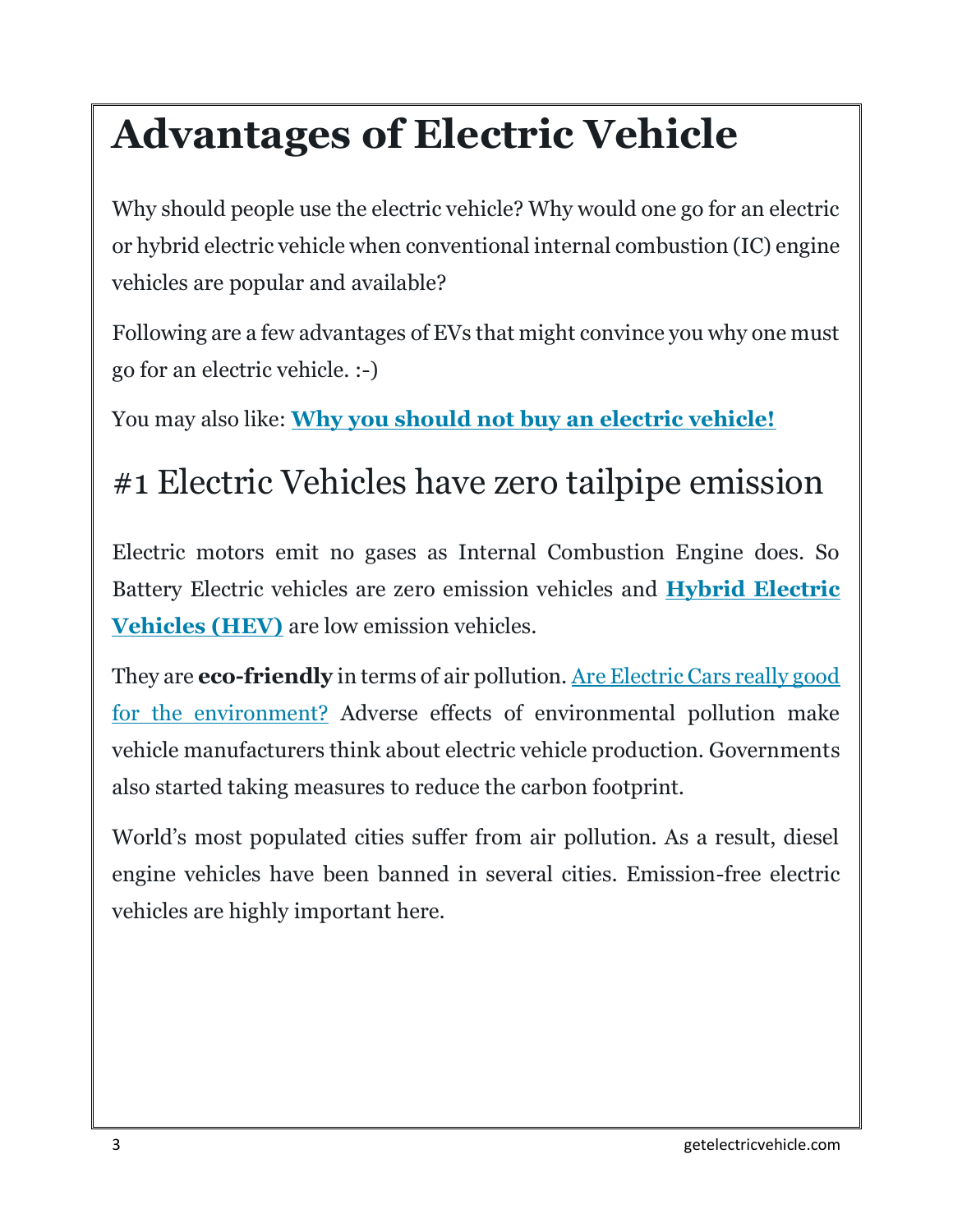# Advantages of Electric Vehicle

Why should people use the electric vehicle? Why would one go for an electric or hybrid electric vehicle when conventional internal combustion (IC) engine vehicles are popular and available?

Following are a few advantages of EVs that might convince you why one must go for an electric vehicle. :-)

You may also like: **Why you should not buy an electric vehicle!**

## #1 Electric Vehicles have zero tailpipe emission

Electric motors emit no gases as Internal Combustion Engine does. So Battery Electric vehicles are zero emission vehicles and **Hybrid Electric Vehicles (HEV)** are low emission vehicles.

They are **eco-friendly** in terms of air pollution. Are Electric Cars really good for the environment? Adverse effects of environmental pollution make vehicle manufacturers think about electric vehicle production. Governments also started taking measures to reduce the carbon footprint.

World's most populated cities suffer from air pollution. As a result, diesel engine vehicles have been banned in several cities. Emission-free electric vehicles are highly important here.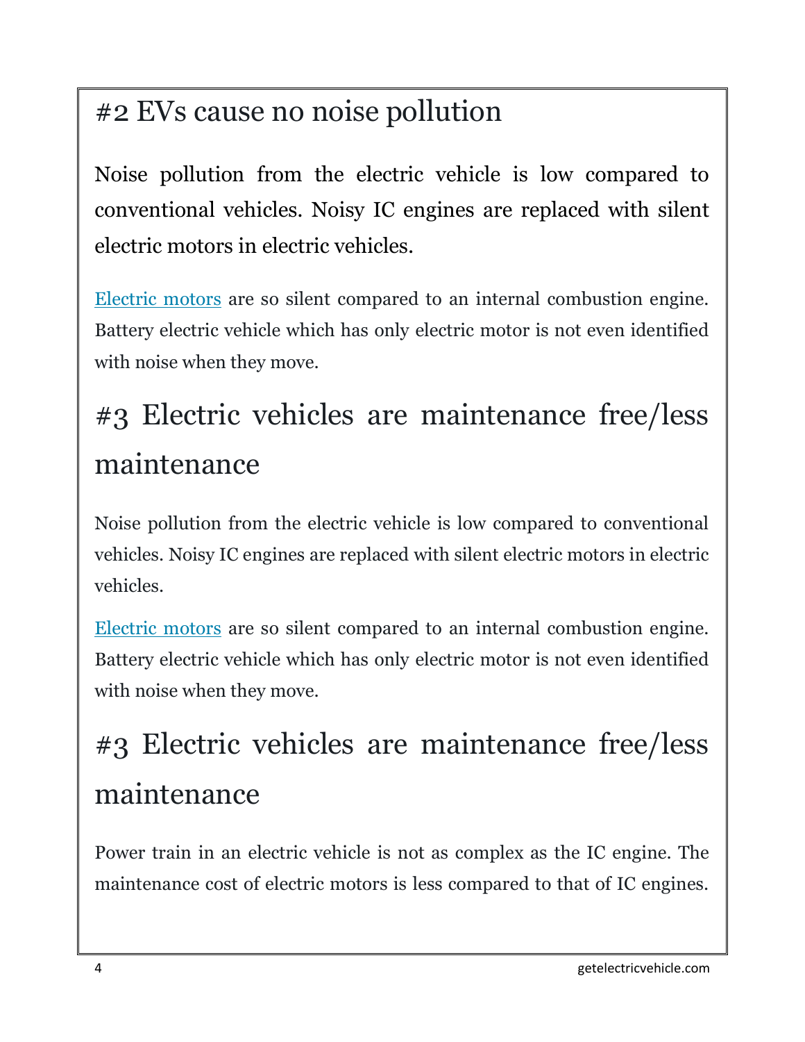# #2 EVs cause no noise pollution

Noise pollution from the electric vehicle is low compared to conventional vehicles. Noisy IC engines are replaced with silent electric motors in electric vehicles.

Electric motors are so silent compared to an internal combustion engine. Battery electric vehicle which has only electric motor is not even identified with noise when they move.

# #3 Electric vehicles are maintenance free/less maintenance

Noise pollution from the electric vehicle is low compared to conventional vehicles. Noisy IC engines are replaced with silent electric motors in electric vehicles.

Electric motors are so silent compared to an internal combustion engine. Battery electric vehicle which has only electric motor is not even identified with noise when they move.

# #3 Electric vehicles are maintenance free/less maintenance

Power train in an electric vehicle is not as complex as the IC engine. The maintenance cost of electric motors is less compared to that of IC engines.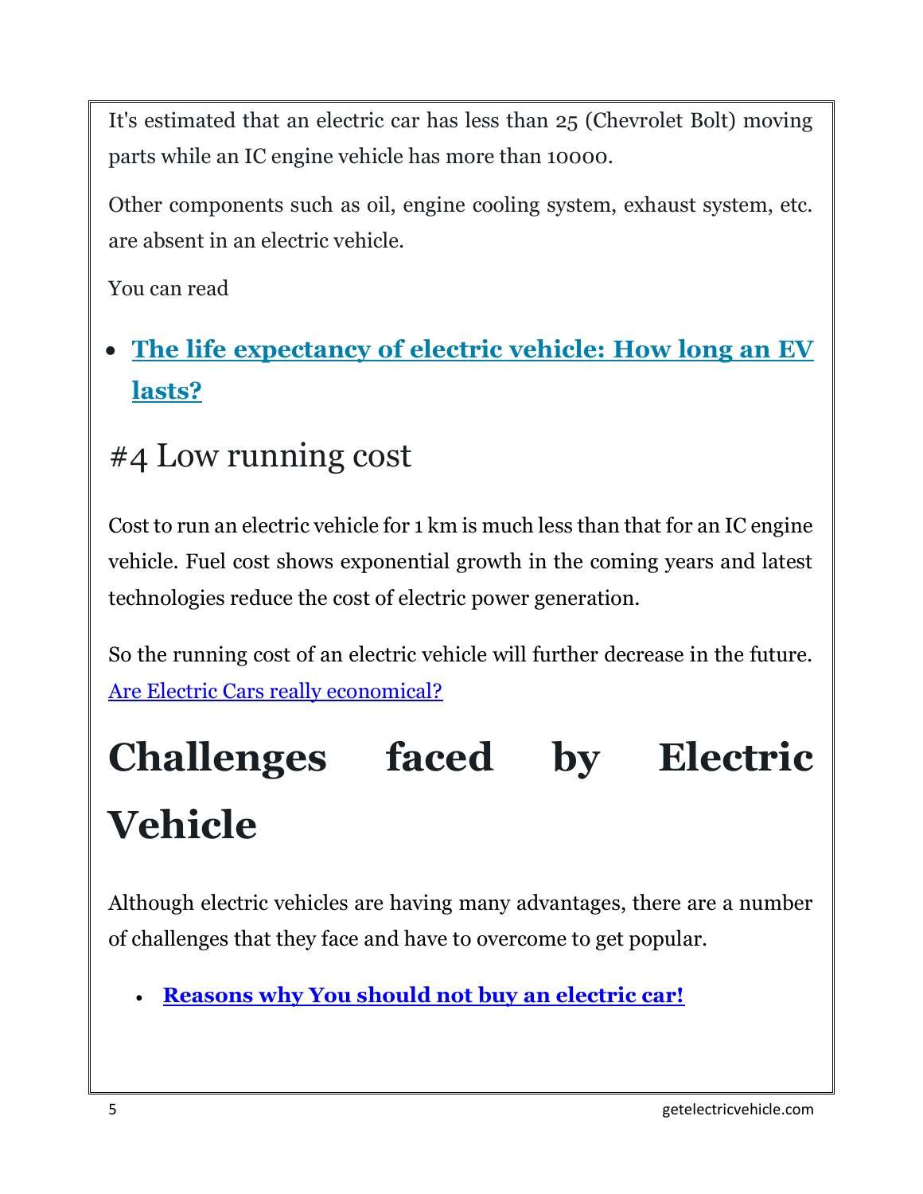It's estimated that an electric car has less than 25 (Chevrolet Bolt) moving parts while an IC engine vehicle has more than 10000.

Other components such as oil, engine cooling system, exhaust system, etc. are absent in an electric vehicle.

You can read

- **The life expectancy of electric vehicle: How long an EV lasts?**

## #4 Low running cost

Cost to run an electric vehicle for 1 km is much less than that for an IC engine vehicle. Fuel cost shows exponential growth in the coming years and latest technologies reduce the cost of electric power generation.

So the running cost of an electric vehicle will further decrease in the future. Are Electric Cars really economical?

# Challenges faced by Electric Vehicle

Although electric vehicles are having many advantages, there are a number of challenges that they face and have to overcome to get popular.

- **Reasons why You should not buy an electric car!**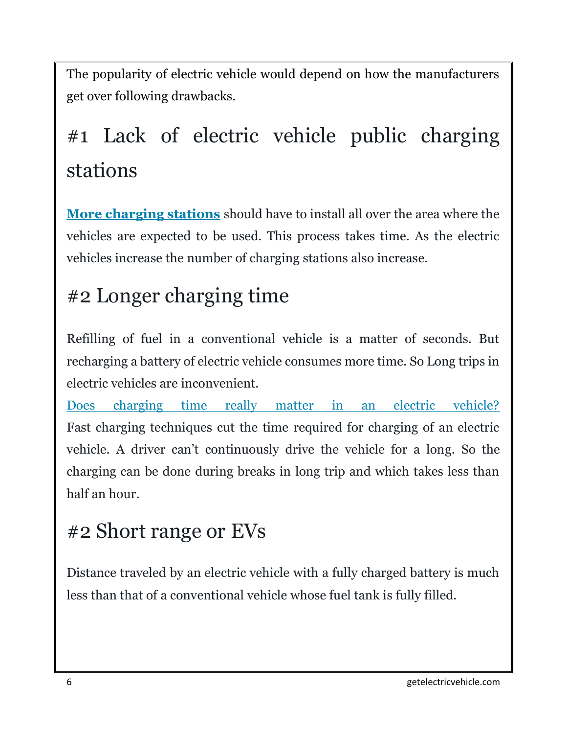The popularity of electric vehicle would depend on how the manufacturers get over following drawbacks.

# #1 Lack of electric vehicle public charging stations

**More charging stations** should have to install all over the area where the vehicles are expected to be used. This process takes time. As the electric vehicles increase the number of charging stations also increase.

# #2 Longer charging time

Refilling of fuel in a conventional vehicle is a matter of seconds. But recharging a battery of electric vehicle consumes more time. So Long trips in electric vehicles are inconvenient.

Does charging time really matter in an electric vehicle?

Fast charging techniques cut the time required for charging of an electric vehicle. A driver can't continuously drive the vehicle for a long. So the charging can be done during breaks in long trip and which takes less than half an hour.

# #2 Short range or EVs

Distance traveled by an electric vehicle with a fully charged battery is much less than that of a conventional vehicle whose fuel tank is fully filled.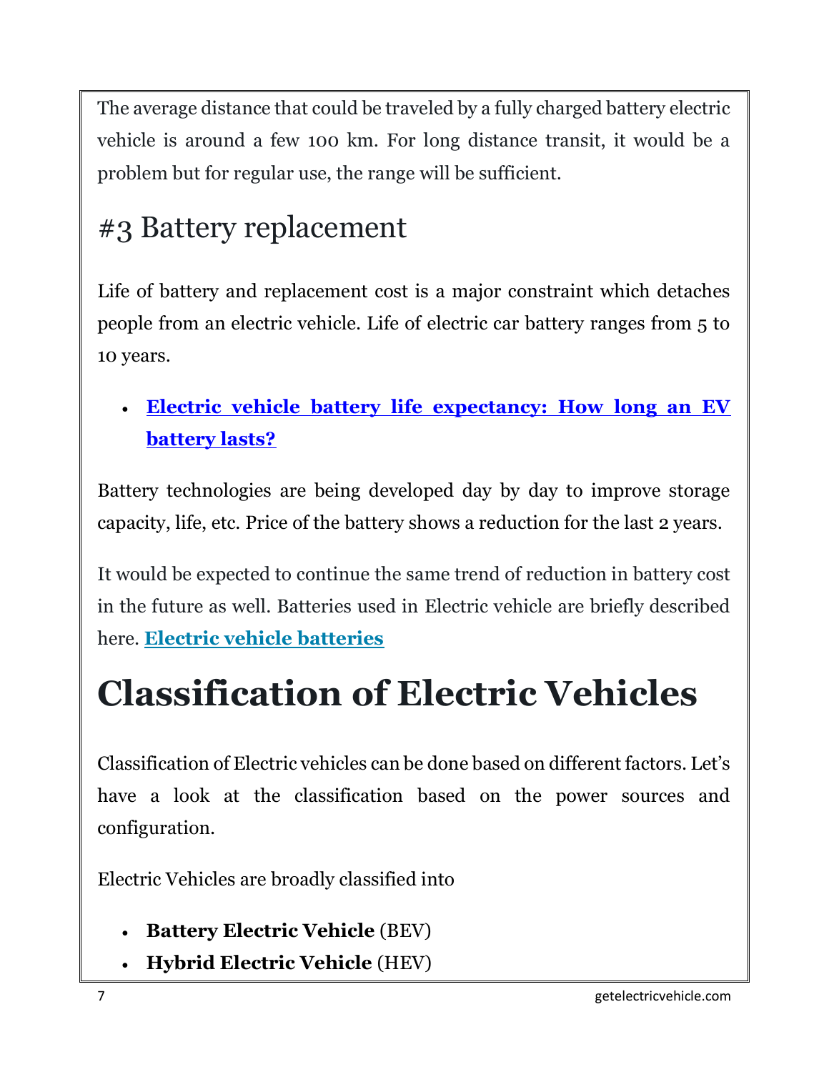The average distance that could be traveled by a fully charged battery electric vehicle is around a few 100 km. For long distance transit, it would be a problem but for regular use, the range will be sufficient.

## #3 Battery replacement

Life of battery and replacement cost is a major constraint which detaches people from an electric vehicle. Life of electric car battery ranges from 5 to 10 years.

- **Electric vehicle battery life expectancy: How long an EV battery lasts?**

Battery technologies are being developed day by day to improve storage capacity, life, etc. Price of the battery shows a reduction for the last 2 years.

It would be expected to continue the same trend of reduction in battery cost in the future as well. Batteries used in Electric vehicle are briefly described here. **Electric vehicle batteries**

# Classification of Electric Vehicles

Classification of Electric vehicles can be done based on different factors. Let's have a look at the classification based on the power sources and configuration.

Electric Vehicles are broadly classified into

- **Battery Electric Vehicle** (BEV)
- **Hybrid Electric Vehicle** (HEV)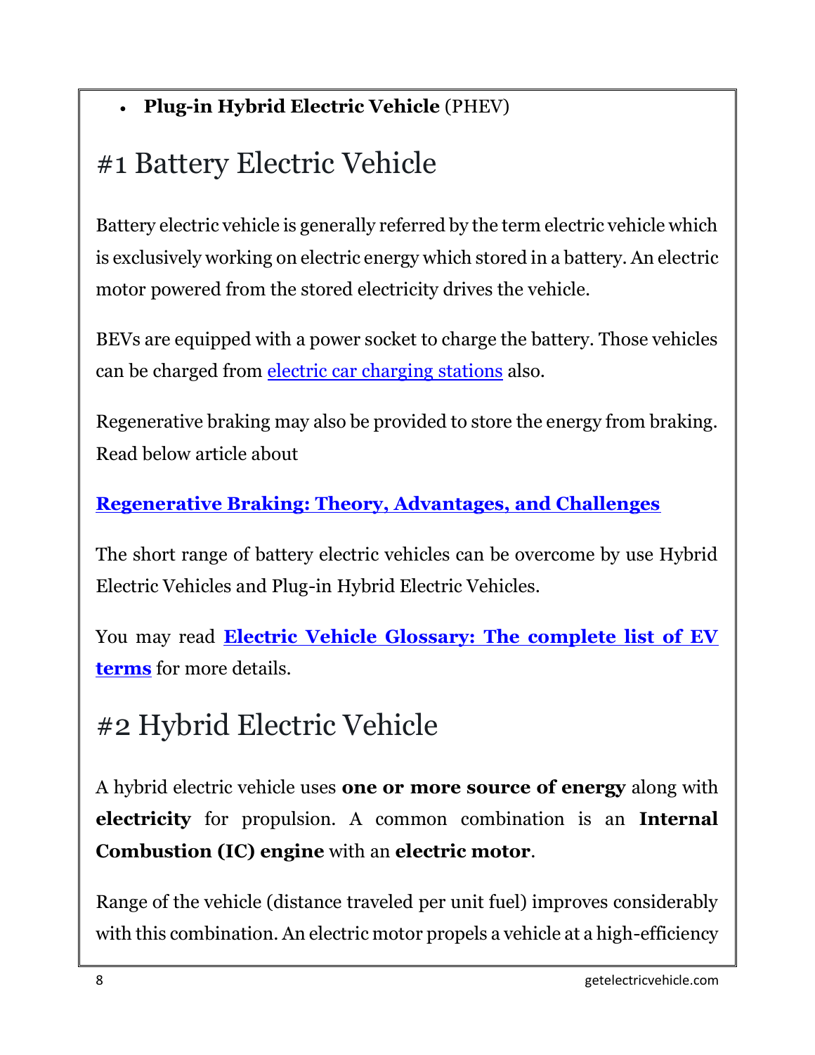- **Plug-in Hybrid Electric Vehicle** (PHEV)

# #1 Battery Electric Vehicle

Battery electric vehicle is generally referred by the term electric vehicle which is exclusively working on electric energy which stored in a battery. An electric motor powered from the stored electricity drives the vehicle.

BEVs are equipped with a power socket to charge the battery. Those vehicles can be charged from electric car charging stations also.

Regenerative braking may also be provided to store the energy from braking. Read below article about

**Regenerative Braking: Theory, Advantages, and Challenges**

The short range of battery electric vehicles can be overcome by use Hybrid Electric Vehicles and Plug-in Hybrid Electric Vehicles.

You may read **Electric Vehicle Glossary: The complete list of EV terms** for more details.

# #2 Hybrid Electric Vehicle

A hybrid electric vehicle uses **one or more source of energy** along with **electricity** for propulsion. A common combination is an **Internal Combustion (IC) engine** with an **electric motor**.

Range of the vehicle (distance traveled per unit fuel) improves considerably with this combination. An electric motor propels a vehicle at a high-efficiency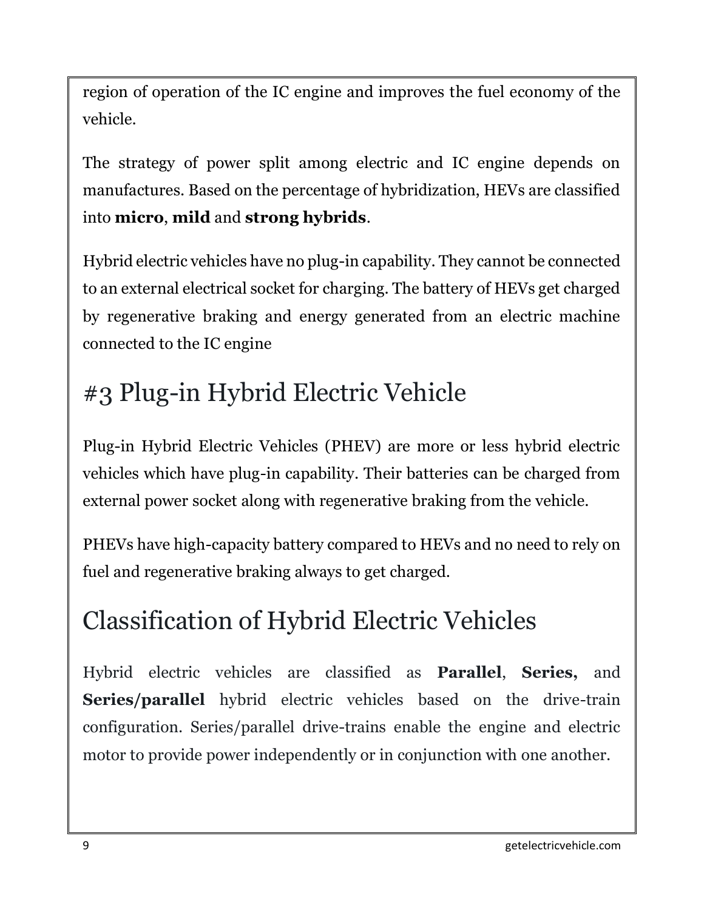region of operation of the IC engine and improves the fuel economy of the vehicle.

The strategy of power split among electric and IC engine depends on manufactures. Based on the percentage of hybridization, HEVs are classified into **micro**, **mild** and **strong hybrids**.

Hybrid electric vehicles have no plug-in capability. They cannot be connected to an external electrical socket for charging. The battery of HEVs get charged by regenerative braking and energy generated from an electric machine connected to the IC engine

# #3 Plug-in Hybrid Electric Vehicle

Plug-in Hybrid Electric Vehicles (PHEV) are more or less hybrid electric vehicles which have plug-in capability. Their batteries can be charged from external power socket along with regenerative braking from the vehicle.

PHEVs have high-capacity battery compared to HEVs and no need to rely on fuel and regenerative braking always to get charged.

# Classification of Hybrid Electric Vehicles

Hybrid electric vehicles are classified as **Parallel**, **Series,** and **Series/parallel** hybrid electric vehicles based on the drive-train configuration. Series/parallel drive-trains enable the engine and electric motor to provide power independently or in conjunction with one another.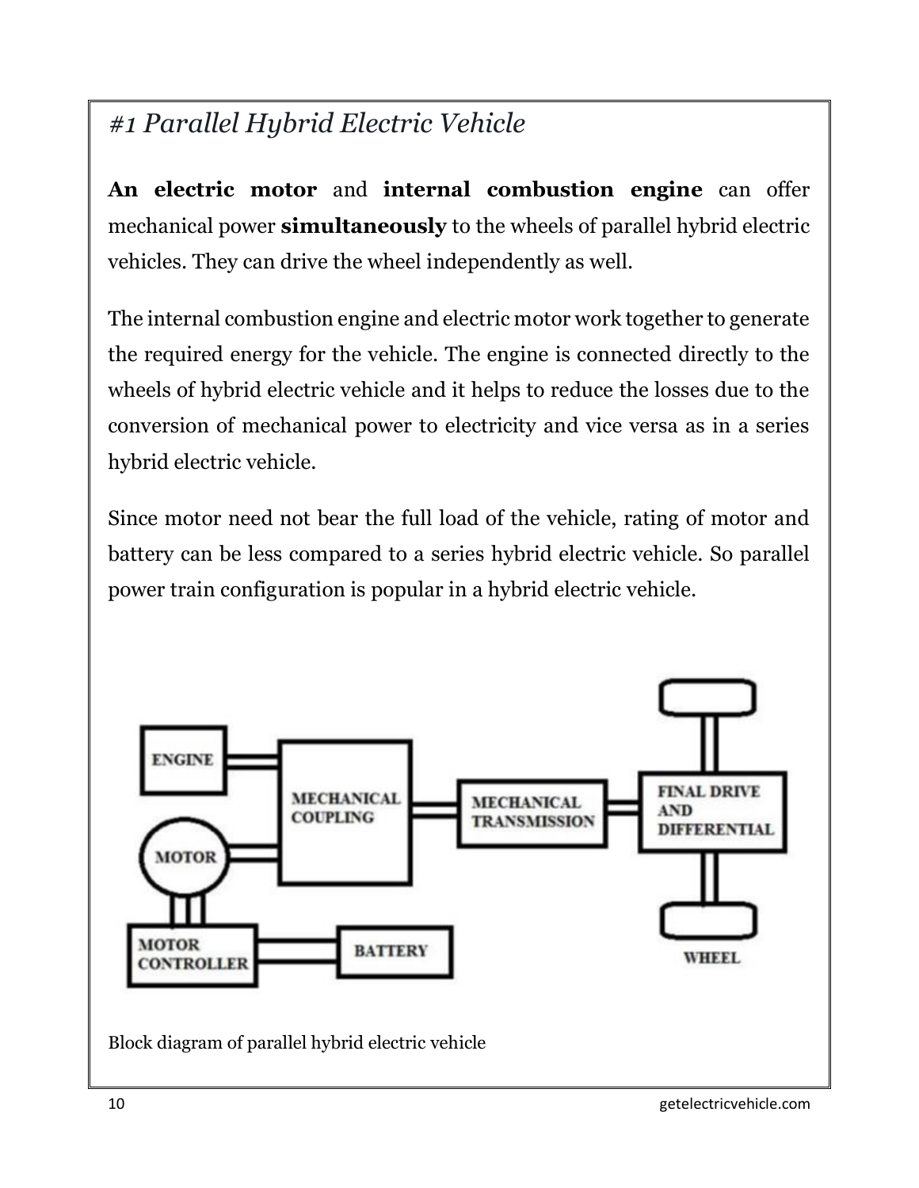## *#1 Parallel Hybrid Electric Vehicle*

**An electric motor** and **internal combustion engine** can offer mechanical power **simultaneously** to the wheels of parallel hybrid electric vehicles. They can drive the wheel independently as well.

The internal combustion engine and electric motor work together to generate the required energy for the vehicle. The engine is connected directly to the wheels of hybrid electric vehicle and it helps to reduce the losses due to the conversion of mechanical power to electricity and vice versa as in a series hybrid electric vehicle.

Since motor need not bear the full load of the vehicle, rating of motor and battery can be less compared to a series hybrid electric vehicle. So parallel power train configuration is popular in a hybrid electric vehicle.

ENGINE

MECHANICAL COUPLING

MECHANICAL TRANSMISSION

FINAL DRIVE AND DIFFERENTIAL

MOTOR

MOTOR CONTROLLER

BATTERY

WHEEL

Block diagram of parallel hybrid electric vehicle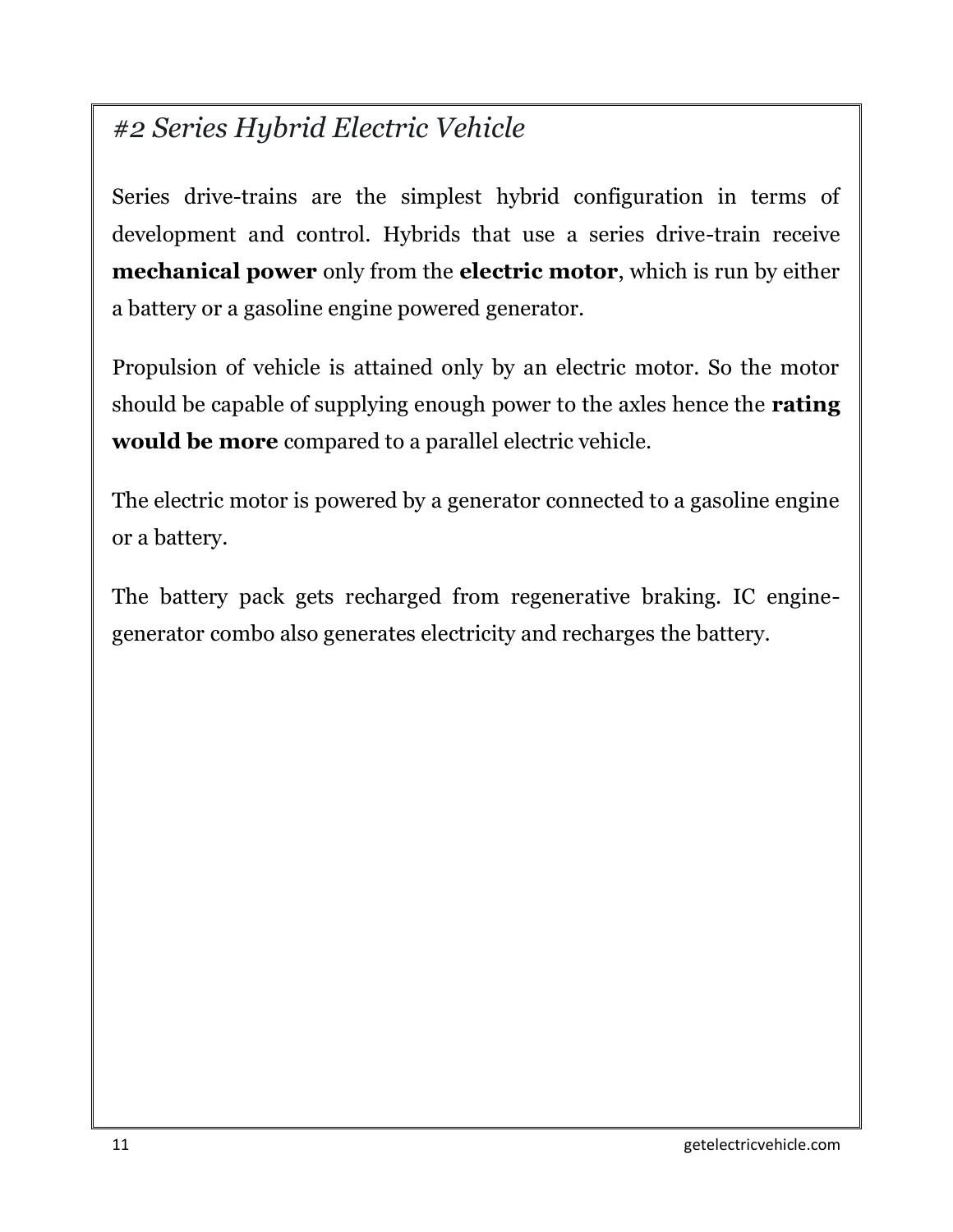## *#2 Series Hybrid Electric Vehicle*

Series drive-trains are the simplest hybrid configuration in terms of development and control. Hybrids that use a series drive-train receive **mechanical power** only from the **electric motor**, which is run by either a battery or a gasoline engine powered generator.

Propulsion of vehicle is attained only by an electric motor. So the motor should be capable of supplying enough power to the axles hence the **rating would be more** compared to a parallel electric vehicle.

The electric motor is powered by a generator connected to a gasoline engine or a battery.

The battery pack gets recharged from regenerative braking. IC engine-generator combo also generates electricity and recharges the battery.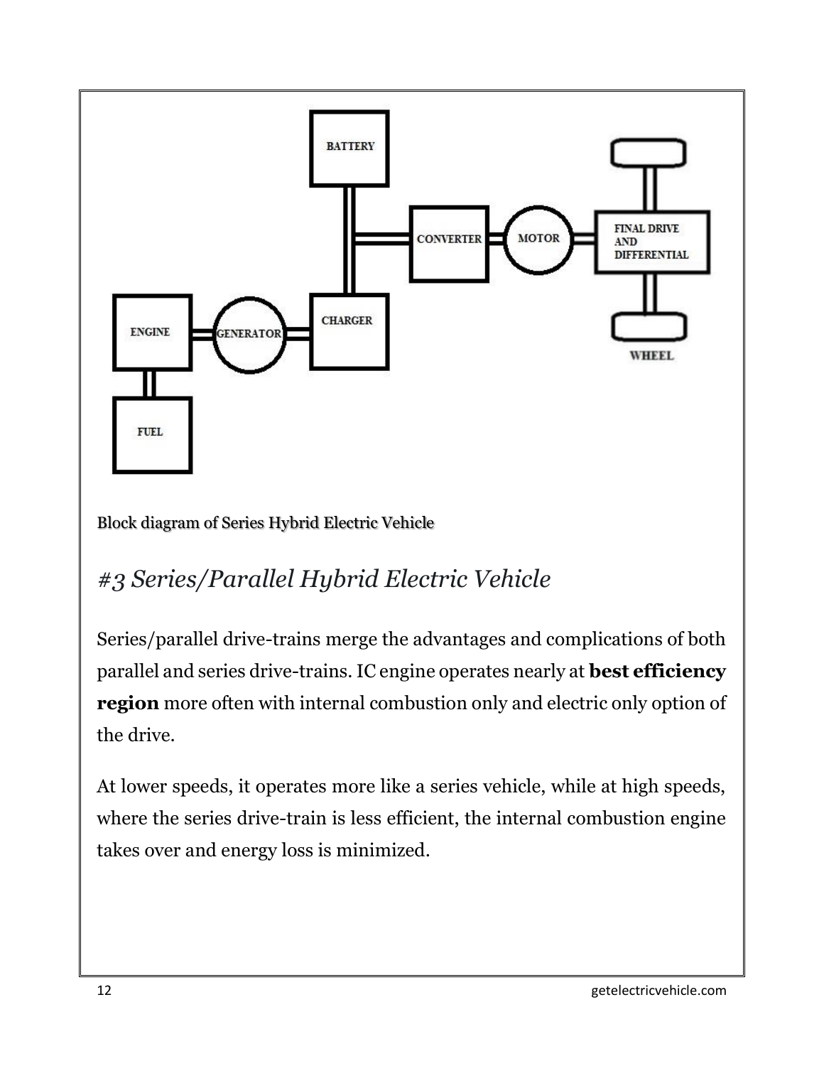Block diagram of Series Hybrid Electric Vehicle

## *#3 Series/Parallel Hybrid Electric Vehicle*

Series/parallel drive-trains merge the advantages and complications of both parallel and series drive-trains. IC engine operates nearly at **best efficiency region** more often with internal combustion only and electric only option of the drive.

At lower speeds, it operates more like a series vehicle, while at high speeds, where the series drive-train is less efficient, the internal combustion engine takes over and energy loss is minimized.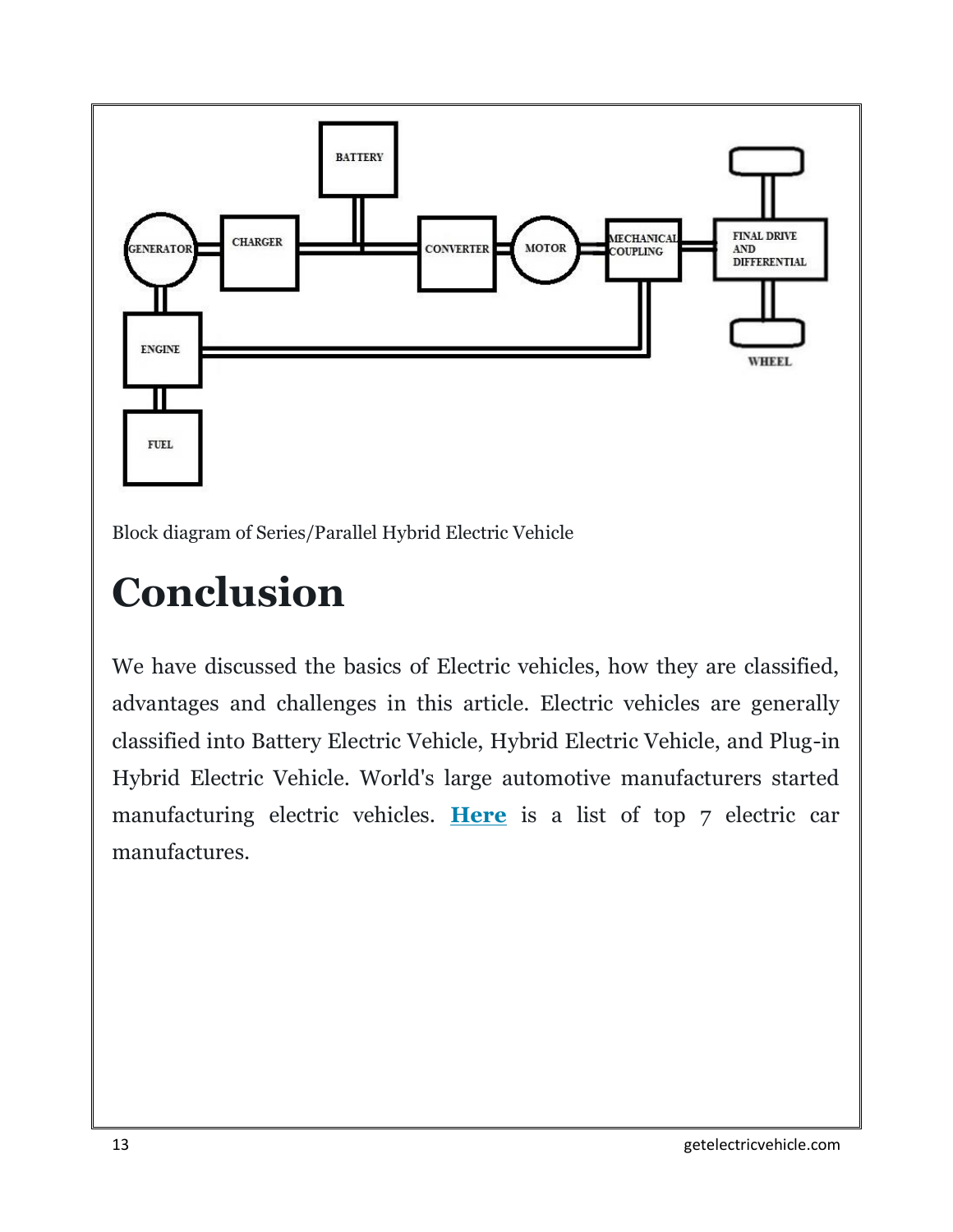BATTERY

GENERATOR

CHARGER

CONVERTER

MOTOR

MECHANICAL COUPLING

FINAL DRIVE AND DIFFERENTIAL

WHEEL

ENGINE

FUEL

Block diagram of Series/Parallel Hybrid Electric Vehicle

# Conclusion

We have discussed the basics of Electric vehicles, how they are classified, advantages and challenges in this article. Electric vehicles are generally classified into Battery Electric Vehicle, Hybrid Electric Vehicle, and Plug-in Hybrid Electric Vehicle. World's large automotive manufacturers started manufacturing electric vehicles. **Here** is a list of top 7 electric car manufactures.